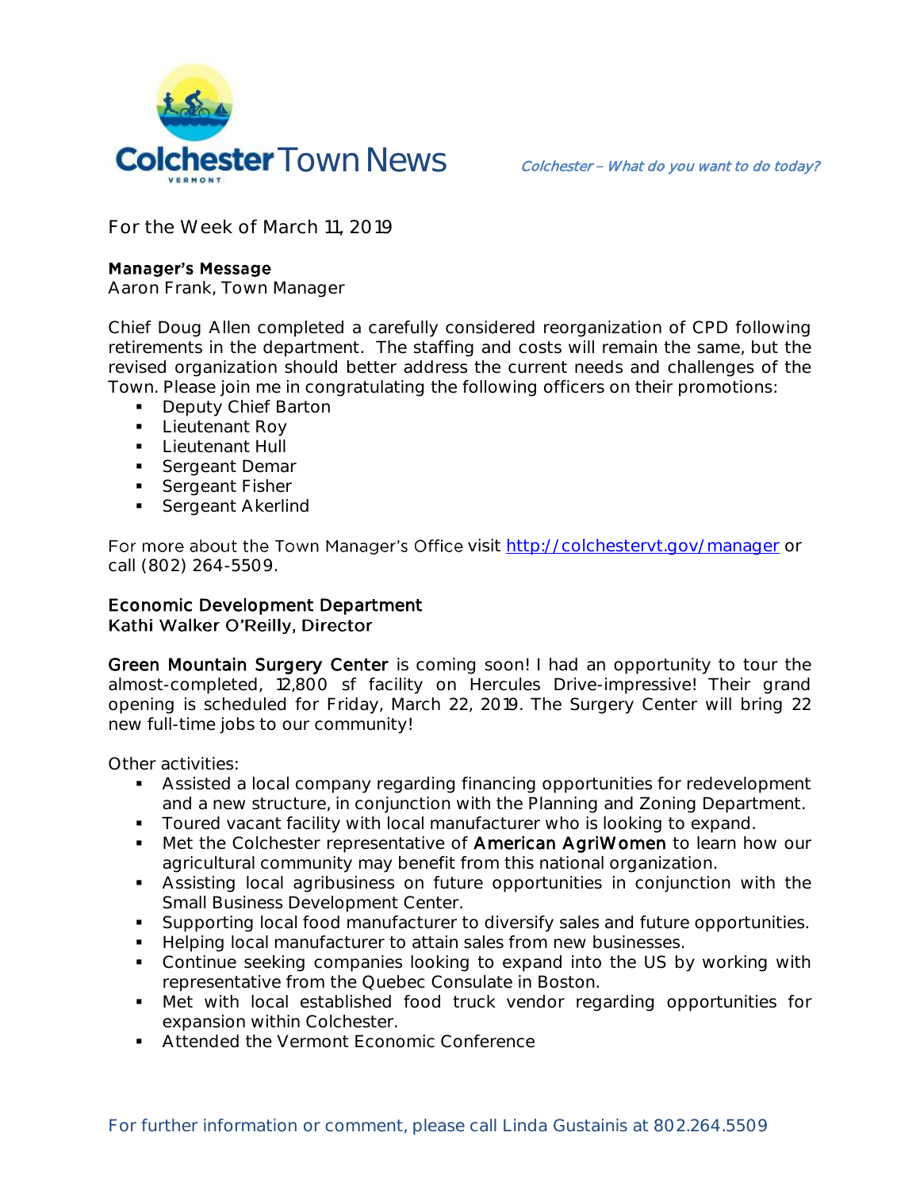# Colchester Town News

*Colchester – What do you want to do today?*

For the Week of March 11, 2019

## Manager's Message

Aaron Frank, Town Manager

Chief Doug Allen completed a carefully considered reorganization of CPD following retirements in the department. The staffing and costs will remain the same, but the revised organization should better address the current needs and challenges of the Town. Please join me in congratulating the following officers on their promotions:

- Deputy Chief Barton
- Lieutenant Roy
- Lieutenant Hull
- Sergeant Demar
- Sergeant Fisher
- Sergeant Akerlind

For more about the Town Manager's Office visit http://colchestervt.gov/manager or call (802) 264-5509.

## Economic Development Department

**Kathi Walker O'Reilly, Director**

**Green Mountain Surgery Center** is coming soon! I had an opportunity to tour the almost-completed, 12,800 sf facility on Hercules Drive-impressive! Their grand opening is scheduled for Friday, March 22, 2019. The Surgery Center will bring 22 new full-time jobs to our community!

Other activities:

- Assisted a local company regarding financing opportunities for redevelopment and a new structure, in conjunction with the Planning and Zoning Department.
- Toured vacant facility with local manufacturer who is looking to expand.
- Met the Colchester representative of **American AgriWomen** to learn how our agricultural community may benefit from this national organization.
- Assisting local agribusiness on future opportunities in conjunction with the Small Business Development Center.
- Supporting local food manufacturer to diversify sales and future opportunities.
- Helping local manufacturer to attain sales from new businesses.
- Continue seeking companies looking to expand into the US by working with representative from the Quebec Consulate in Boston.
- Met with local established food truck vendor regarding opportunities for expansion within Colchester.
- Attended the Vermont Economic Conference

For further information or comment, please call Linda Gustainis at 802.264.5509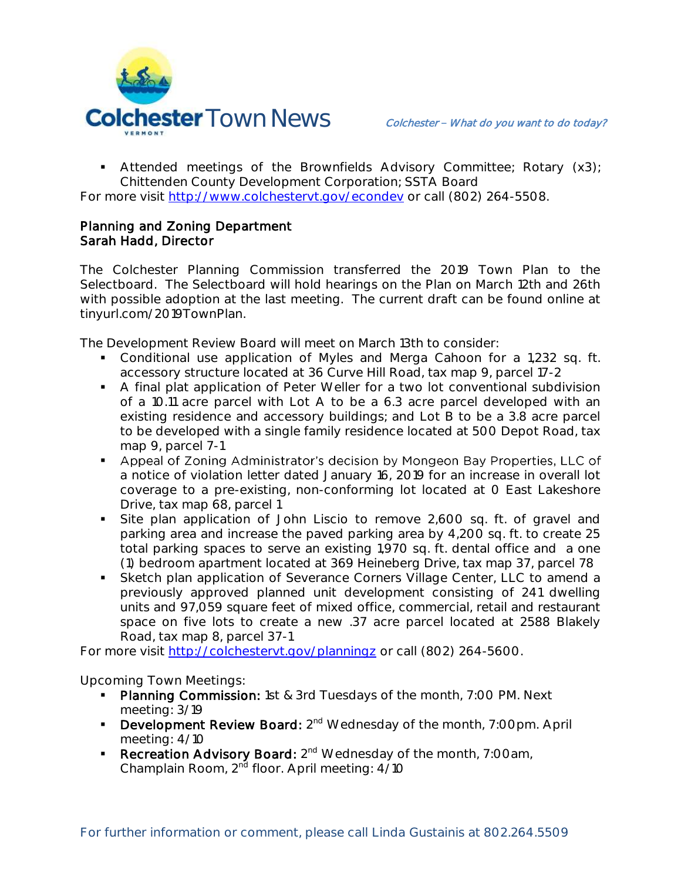- Attended meetings of the Brownfields Advisory Committee; Rotary (x3); Chittenden County Development Corporation; SSTA Board

For more visit http://www.colchestervt.gov/econdev or call (802) 264-5508.

**Planning and Zoning Department**
**Sarah Hadd, Director**

The Colchester Planning Commission transferred the 2019 Town Plan to the Selectboard. The Selectboard will hold hearings on the Plan on March 12th and 26th with possible adoption at the last meeting. The current draft can be found online at tinyurl.com/2019TownPlan.

The Development Review Board will meet on March 13th to consider:

- Conditional use application of Myles and Merga Cahoon for a 1,232 sq. ft. accessory structure located at 36 Curve Hill Road, tax map 9, parcel 17-2
- A final plat application of Peter Weller for a two lot conventional subdivision of a 10.11 acre parcel with Lot A to be a 6.3 acre parcel developed with an existing residence and accessory buildings; and Lot B to be a 3.8 acre parcel to be developed with a single family residence located at 500 Depot Road, tax map 9, parcel 7-1
- Appeal of Zoning Administrator's decision by Mongeon Bay Properties, LLC of a notice of violation letter dated January 16, 2019 for an increase in overall lot coverage to a pre-existing, non-conforming lot located at 0 East Lakeshore Drive, tax map 68, parcel 1
- Site plan application of John Liscio to remove 2,600 sq. ft. of gravel and parking area and increase the paved parking area by 4,200 sq. ft. to create 25 total parking spaces to serve an existing 1,970 sq. ft. dental office and a one (1) bedroom apartment located at 369 Heineberg Drive, tax map 37, parcel 78
- Sketch plan application of Severance Corners Village Center, LLC to amend a previously approved planned unit development consisting of 241 dwelling units and 97,059 square feet of mixed office, commercial, retail and restaurant space on five lots to create a new .37 acre parcel located at 2588 Blakely Road, tax map 8, parcel 37-1

For more visit http://colchestervt.gov/planningz or call (802) 264-5600.

Upcoming Town Meetings:

- **Planning Commission:** 1st & 3rd Tuesdays of the month, 7:00 PM. Next meeting: 3/19
- **Development Review Board:** 2nd Wednesday of the month, 7:00pm. April meeting: 4/10
- **Recreation Advisory Board:** 2nd Wednesday of the month, 7:00am, Champlain Room, 2nd floor. April meeting: 4/10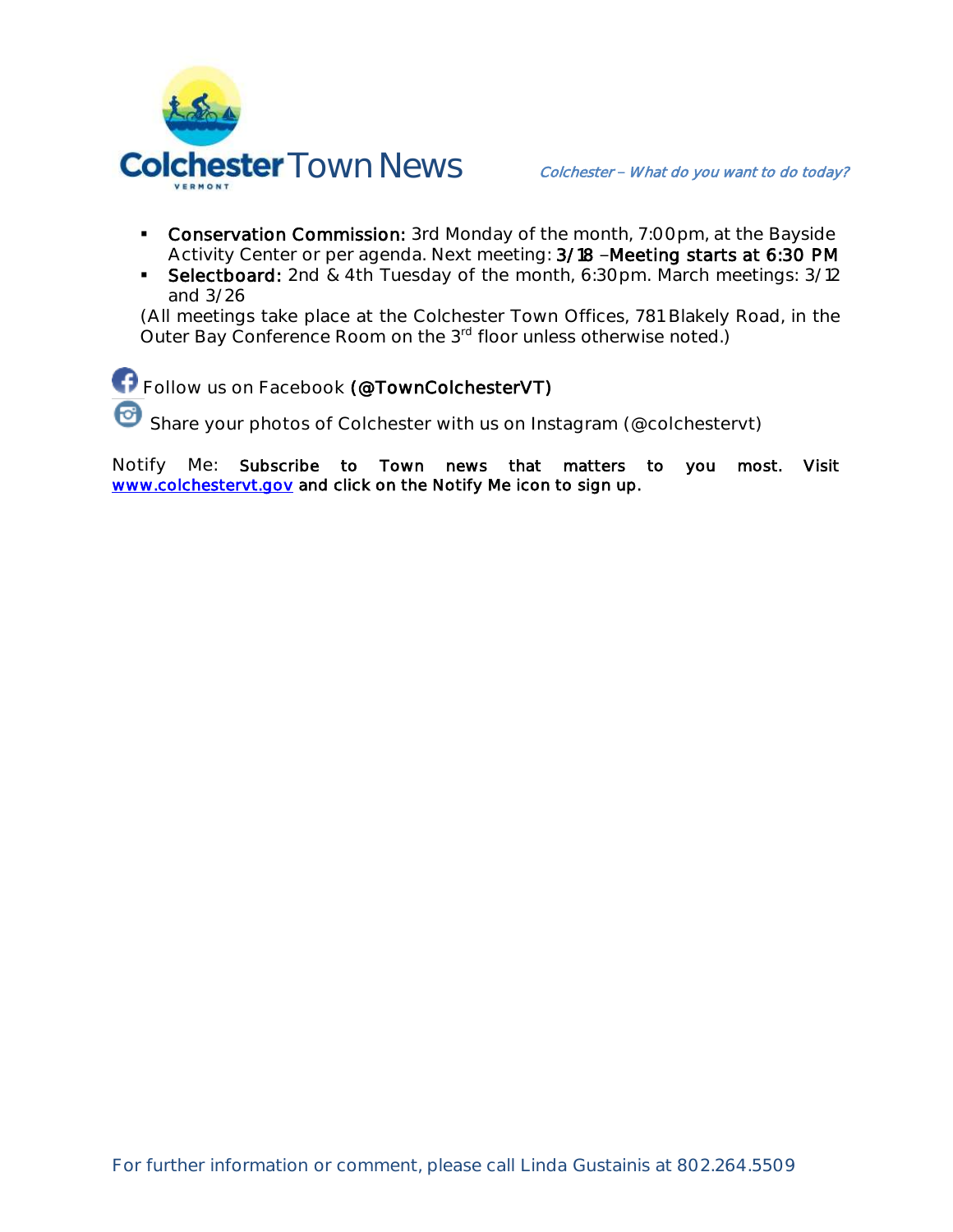- **Conservation Commission:** 3rd Monday of the month, 7:00pm, at the Bayside Activity Center or per agenda. Next meeting: **3/18 –Meeting starts at 6:30 PM**
- **Selectboard:** 2nd & 4th Tuesday of the month, 6:30pm. March meetings: 3/12 and 3/26

(All meetings take place at the Colchester Town Offices, 781 Blakely Road, in the Outer Bay Conference Room on the 3rd floor unless otherwise noted.)

Follow us on Facebook **(@TownColchesterVT)**

Share your photos of Colchester with us on Instagram (@colchestervt)

Notify Me: **Subscribe to Town news that matters to you most. Visit [www.colchestervt.gov](http://www.colchestervt.gov) and click on the Notify Me icon to sign up.**

For further information or comment, please call Linda Gustainis at 802.264.5509